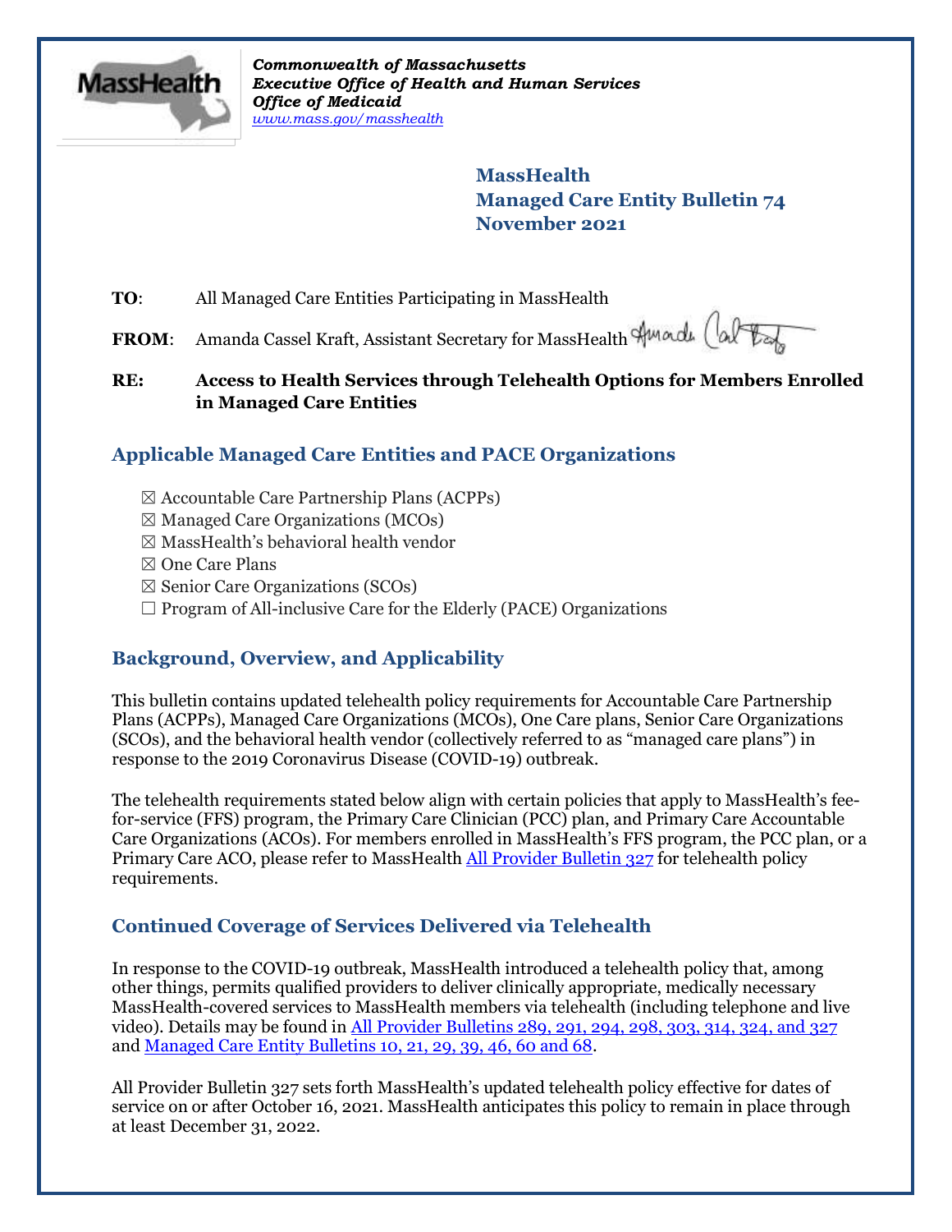*Commonwealth of Massachusetts*
***Executive Office of Health and Human Services***
***Office of Medicaid***
*www.mass.gov/masshealth*

**MassHealth**
**Managed Care Entity Bulletin 74**
**November 2021**

**TO**: All Managed Care Entities Participating in MassHealth

**FROM**: Amanda Cassel Kraft, Assistant Secretary for MassHealth

**RE: Access to Health Services through Telehealth Options for Members Enrolled in Managed Care Entities**

## Applicable Managed Care Entities and PACE Organizations

- ☒ Accountable Care Partnership Plans (ACPPs)
- ☒ Managed Care Organizations (MCOs)
- ☒ MassHealth's behavioral health vendor
- ☒ One Care Plans
- ☒ Senior Care Organizations (SCOs)
- ☐ Program of All-inclusive Care for the Elderly (PACE) Organizations

## Background, Overview, and Applicability

This bulletin contains updated telehealth policy requirements for Accountable Care Partnership Plans (ACPPs), Managed Care Organizations (MCOs), One Care plans, Senior Care Organizations (SCOs), and the behavioral health vendor (collectively referred to as "managed care plans") in response to the 2019 Coronavirus Disease (COVID-19) outbreak.

The telehealth requirements stated below align with certain policies that apply to MassHealth's fee-for-service (FFS) program, the Primary Care Clinician (PCC) plan, and Primary Care Accountable Care Organizations (ACOs). For members enrolled in MassHealth's FFS program, the PCC plan, or a Primary Care ACO, please refer to MassHealth All Provider Bulletin 327 for telehealth policy requirements.

## Continued Coverage of Services Delivered via Telehealth

In response to the COVID-19 outbreak, MassHealth introduced a telehealth policy that, among other things, permits qualified providers to deliver clinically appropriate, medically necessary MassHealth-covered services to MassHealth members via telehealth (including telephone and live video). Details may be found in All Provider Bulletins 289, 291, 294, 298, 303, 314, 324, and 327 and Managed Care Entity Bulletins 10, 21, 29, 39, 46, 60 and 68.

All Provider Bulletin 327 sets forth MassHealth's updated telehealth policy effective for dates of service on or after October 16, 2021. MassHealth anticipates this policy to remain in place through at least December 31, 2022.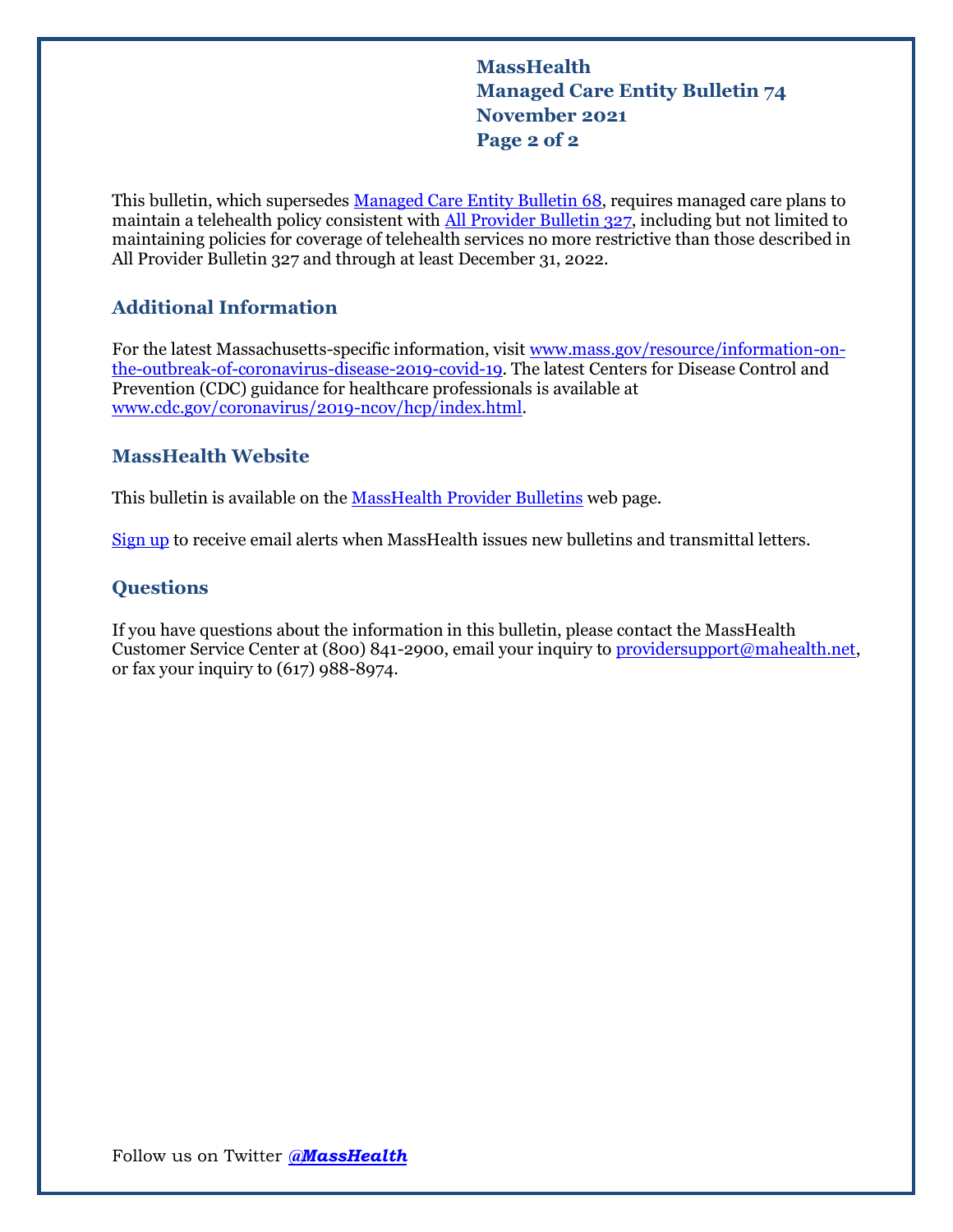This bulletin, which supersedes Managed Care Entity Bulletin 68, requires managed care plans to maintain a telehealth policy consistent with All Provider Bulletin 327, including but not limited to maintaining policies for coverage of telehealth services no more restrictive than those described in All Provider Bulletin 327 and through at least December 31, 2022.

## Additional Information

For the latest Massachusetts-specific information, visit www.mass.gov/resource/information-on-the-outbreak-of-coronavirus-disease-2019-covid-19. The latest Centers for Disease Control and Prevention (CDC) guidance for healthcare professionals is available at www.cdc.gov/coronavirus/2019-ncov/hcp/index.html.

## MassHealth Website

This bulletin is available on the MassHealth Provider Bulletins web page.

Sign up to receive email alerts when MassHealth issues new bulletins and transmittal letters.

## Questions

If you have questions about the information in this bulletin, please contact the MassHealth Customer Service Center at (800) 841-2900, email your inquiry to providersupport@mahealth.net, or fax your inquiry to (617) 988-8974.

Follow us on Twitter ***@MassHealth***